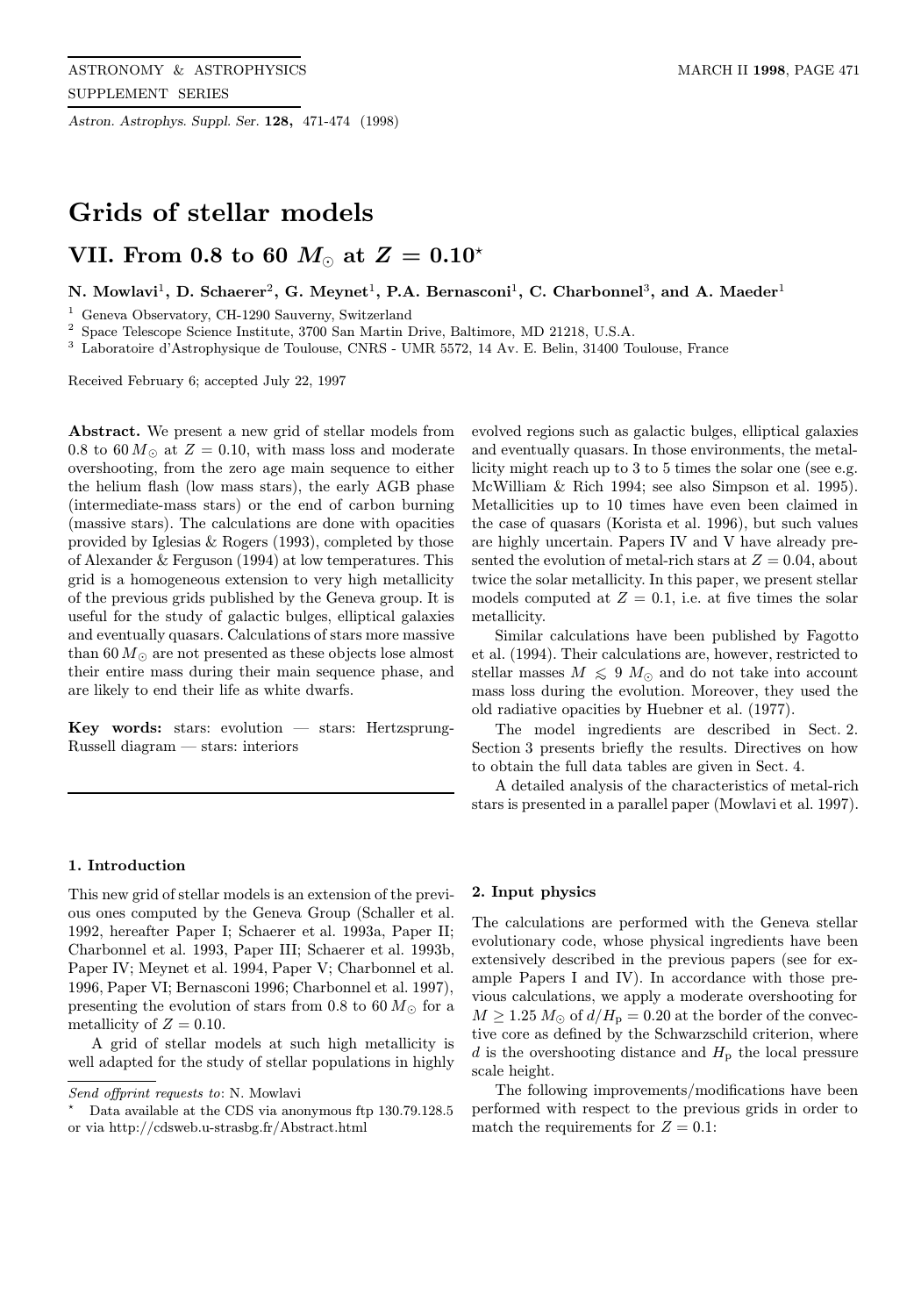# Grids of stellar models

## VII. From 0.8 to 60 $M_\odot$ at $Z = 0.10$*

**N. Mowlavi[1], D. Schaerer[2], G. Meynet[1], P.A. Bernasconi[1], C. Charbonnel[3], and A. Maeder[1]**

[1] Geneva Observatory, CH-1290 Sauverny, Switzerland
[2] Space Telescope Science Institute, 3700 San Martin Drive, Baltimore, MD 21218, U.S.A.
[3] Laboratoire d'Astrophysique de Toulouse, CNRS - UMR 5572, 14 Av. E. Belin, 31400 Toulouse, France

Received February 6; accepted July 22, 1997

**Abstract.** We present a new grid of stellar models from 0.8 to 60 $M_\odot$ at $Z = 0.10$, with mass loss and moderate overshooting, from the zero age main sequence to either the helium flash (low mass stars), the early AGB phase (intermediate-mass stars) or the end of carbon burning (massive stars). The calculations are done with opacities provided by Iglesias & Rogers (1993), completed by those of Alexander & Ferguson (1994) at low temperatures. This grid is a homogeneous extension to very high metallicity of the previous grids published by the Geneva group. It is useful for the study of galactic bulges, elliptical galaxies and eventually quasars. Calculations of stars more massive than 60 $M_\odot$ are not presented as these objects lose almost their entire mass during their main sequence phase, and are likely to end their life as white dwarfs.

**Key words:** stars: evolution — stars: Hertzsprung-Russell diagram — stars: interiors

### 1. Introduction

This new grid of stellar models is an extension of the previous ones computed by the Geneva Group (Schaller et al. 1992, hereafter Paper I; Schaerer et al. 1993a, Paper II; Charbonnel et al. 1993, Paper III; Schaerer et al. 1993b, Paper IV; Meynet et al. 1994, Paper V; Charbonnel et al. 1996, Paper VI; Bernasconi 1996; Charbonnel et al. 1997), presenting the evolution of stars from 0.8 to 60 $M_\odot$ for a metallicity of $Z = 0.10$.

A grid of stellar models at such high metallicity is well adapted for the study of stellar populations in highly evolved regions such as galactic bulges, elliptical galaxies and eventually quasars. In those environments, the metallicity might reach up to 3 to 5 times the solar one (see e.g. McWilliam & Rich 1994; see also Simpson et al. 1995). Metallicities up to 10 times have even been claimed in the case of quasars (Korista et al. 1996), but such values are highly uncertain. Papers IV and V have already presented the evolution of metal-rich stars at $Z = 0.04$, about twice the solar metallicity. In this paper, we present stellar models computed at $Z = 0.1$, i.e. at five times the solar metallicity.

Similar calculations have been published by Fagotto et al. (1994). Their calculations are, however, restricted to stellar masses $M \lesssim 9\ M_\odot$ and do not take into account mass loss during the evolution. Moreover, they used the old radiative opacities by Huebner et al. (1977).

The model ingredients are described in Sect. 2. Section 3 presents briefly the results. Directives on how to obtain the full data tables are given in Sect. 4.

A detailed analysis of the characteristics of metal-rich stars is presented in a parallel paper (Mowlavi et al. 1997).

### 2. Input physics

The calculations are performed with the Geneva stellar evolutionary code, whose physical ingredients have been extensively described in the previous papers (see for example Papers I and IV). In accordance with those previous calculations, we apply a moderate overshooting for $M \geq 1.25\ M_\odot$ of $d/H_\mathrm{p} = 0.20$ at the border of the convective core as defined by the Schwarzschild criterion, where $d$ is the overshooting distance and $H_\mathrm{p}$ the local pressure scale height.

The following improvements/modifications have been performed with respect to the previous grids in order to match the requirements for $Z = 0.1$:

---

*Send offprint requests to*: N. Mowlavi

\* Data available at the CDS via anonymous ftp 130.79.128.5 or via http://cdsweb.u-strasbg.fr/Abstract.html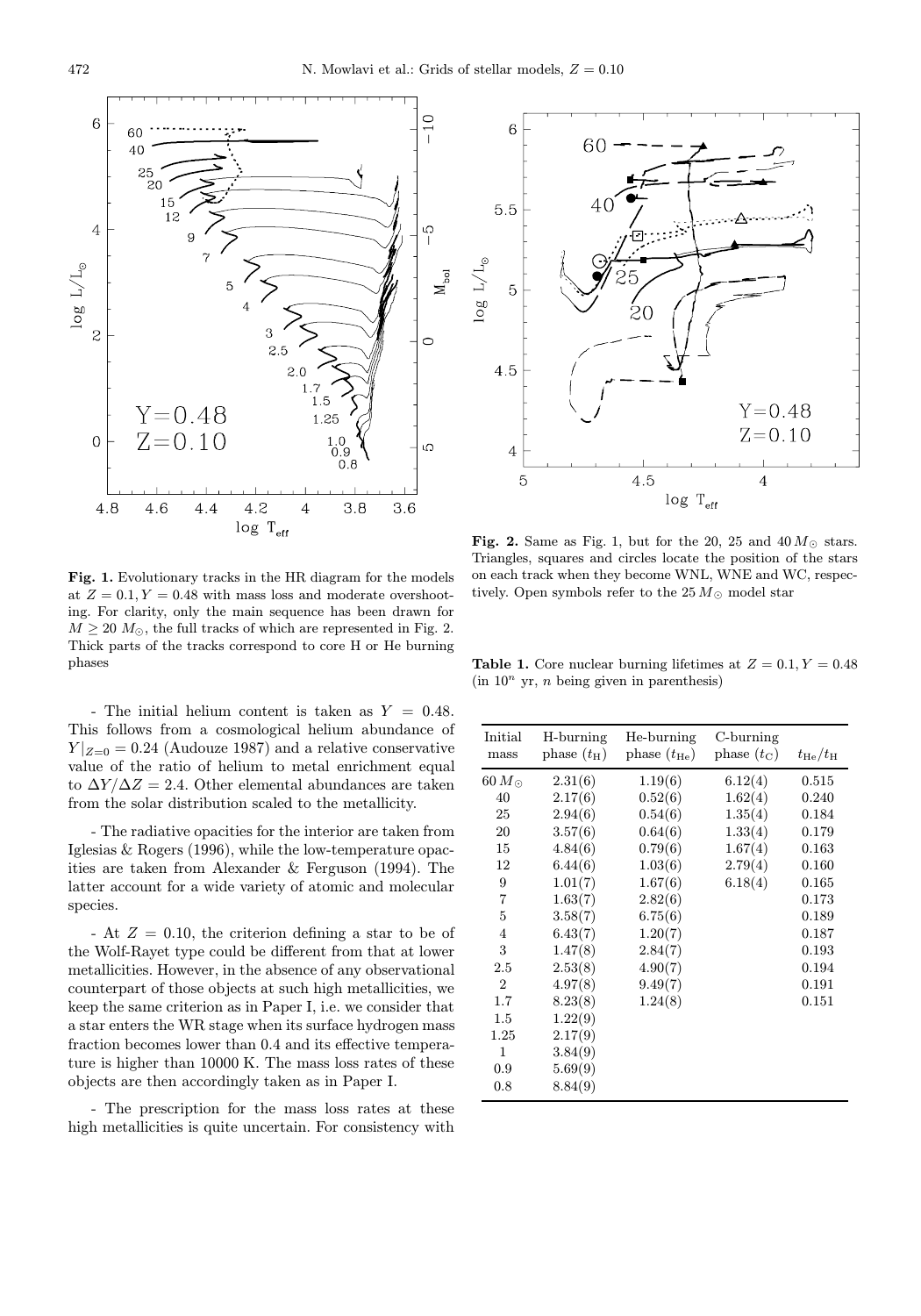**Fig. 1.** Evolutionary tracks in the HR diagram for the models at $Z = 0.1, Y = 0.48$ with mass loss and moderate overshooting. For clarity, only the main sequence has been drawn for $M \geq 20\ M_\odot$, the full tracks of which are represented in Fig. 2. Thick parts of the tracks correspond to core H or He burning phases

**Fig. 2.** Same as Fig. 1, but for the 20, 25 and 40 $M_\odot$ stars. Triangles, squares and circles locate the position of the stars on each track when they become WNL, WNE and WC, respectively. Open symbols refer to the 25 $M_\odot$ model star

- The initial helium content is taken as $Y = 0.48$. This follows from a cosmological helium abundance of $Y|_{Z=0} = 0.24$ (Audouze 1987) and a relative conservative value of the ratio of helium to metal enrichment equal to $\Delta Y/\Delta Z = 2.4$. Other elemental abundances are taken from the solar distribution scaled to the metallicity.

- The radiative opacities for the interior are taken from Iglesias & Rogers (1996), while the low-temperature opacities are taken from Alexander & Ferguson (1994). The latter account for a wide variety of atomic and molecular species.

- At $Z = 0.10$, the criterion defining a star to be of the Wolf-Rayet type could be different from that at lower metallicities. However, in the absence of any observational counterpart of those objects at such high metallicities, we keep the same criterion as in Paper I, i.e. we consider that a star enters the WR stage when its surface hydrogen mass fraction becomes lower than 0.4 and its effective temperature is higher than 10000 K. The mass loss rates of these objects are then accordingly taken as in Paper I.

- The prescription for the mass loss rates at these high metallicities is quite uncertain. For consistency with

**Table 1.** Core nuclear burning lifetimes at $Z = 0.1, Y = 0.48$ (in $10^n$ yr, $n$ being given in parenthesis)

| Initial mass | H-burning phase ($t_{\rm H}$) | He-burning phase ($t_{\rm He}$) | C-burning phase ($t_{\rm C}$) | $t_{\rm He}/t_{\rm H}$ |
|---|---|---|---|---|
| 60 $M_\odot$ | 2.31(6) | 1.19(6) | 6.12(4) | 0.515 |
| 40 | 2.17(6) | 0.52(6) | 1.62(4) | 0.240 |
| 25 | 2.94(6) | 0.54(6) | 1.35(4) | 0.184 |
| 20 | 3.57(6) | 0.64(6) | 1.33(4) | 0.179 |
| 15 | 4.84(6) | 0.79(6) | 1.67(4) | 0.163 |
| 12 | 6.44(6) | 1.03(6) | 2.79(4) | 0.160 |
| 9 | 1.01(7) | 1.67(6) | 6.18(4) | 0.165 |
| 7 | 1.63(7) | 2.82(6) | | 0.173 |
| 5 | 3.58(7) | 6.75(6) | | 0.189 |
| 4 | 6.43(7) | 1.20(7) | | 0.187 |
| 3 | 1.47(8) | 2.84(7) | | 0.193 |
| 2.5 | 2.53(8) | 4.90(7) | | 0.194 |
| 2 | 4.97(8) | 9.49(7) | | 0.191 |
| 1.7 | 8.23(8) | 1.24(8) | | 0.151 |
| 1.5 | 1.22(9) | | | |
| 1.25 | 2.17(9) | | | |
| 1 | 3.84(9) | | | |
| 0.9 | 5.69(9) | | | |
| 0.8 | 8.84(9) | | | |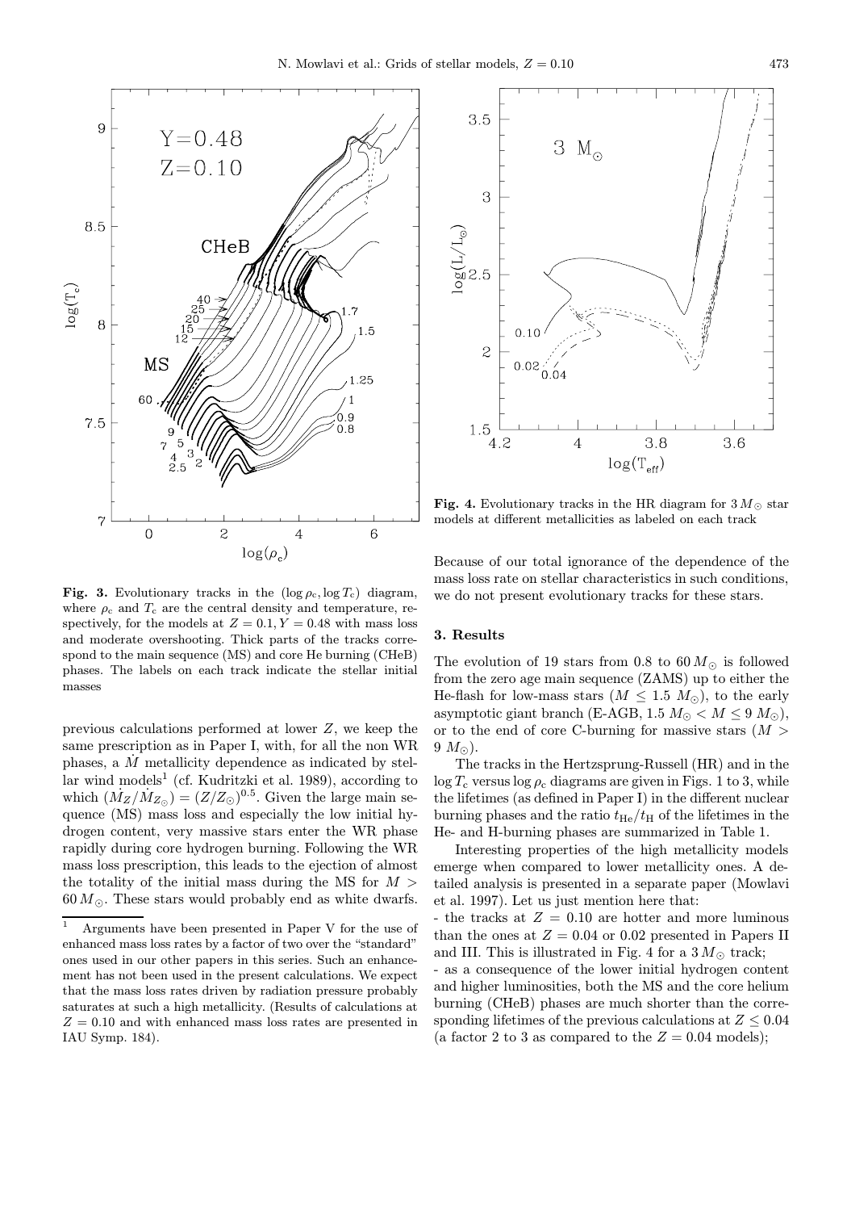**Fig. 3.** Evolutionary tracks in the $(\log \rho_c, \log T_c)$ diagram, where $\rho_c$ and $T_c$ are the central density and temperature, respectively, for the models at $Z = 0.1, Y = 0.48$ with mass loss and moderate overshooting. Thick parts of the tracks correspond to the main sequence (MS) and core He burning (CHeB) phases. The labels on each track indicate the stellar initial masses

previous calculations performed at lower $Z$, we keep the same prescription as in Paper I, with, for all the non WR phases, a $\dot{M}$ metallicity dependence as indicated by stellar wind models[1] (cf. Kudritzki et al. 1989), according to which $(\dot{M}_Z/\dot{M}_{Z_\odot}) = (Z/Z_\odot)^{0.5}$. Given the large main sequence (MS) mass loss and especially the low initial hydrogen content, very massive stars enter the WR phase rapidly during core hydrogen burning. Following the WR mass loss prescription, this leads to the ejection of almost the totality of the initial mass during the MS for $M > 60\,M_\odot$. These stars would probably end as white dwarfs. Because of our total ignorance of the dependence of the mass loss rate on stellar characteristics in such conditions, we do not present evolutionary tracks for these stars.

[1] Arguments have been presented in Paper V for the use of enhanced mass loss rates by a factor of two over the "standard" ones used in our other papers in this series. Such an enhancement has not been used in the present calculations. We expect that the mass loss rates driven by radiation pressure probably saturates at such a high metallicity. (Results of calculations at $Z = 0.10$ and with enhanced mass loss rates are presented in IAU Symp. 184).

**Fig. 4.** Evolutionary tracks in the HR diagram for $3\,M_\odot$ star models at different metallicities as labeled on each track

## 3. Results

The evolution of 19 stars from 0.8 to $60\,M_\odot$ is followed from the zero age main sequence (ZAMS) up to either the He-flash for low-mass stars ($M \leq 1.5\,M_\odot$), to the early asymptotic giant branch (E-AGB, $1.5\,M_\odot < M \leq 9\,M_\odot$), or to the end of core C-burning for massive stars ($M > 9\,M_\odot$).

The tracks in the Hertzsprung-Russell (HR) and in the $\log T_c$ versus $\log \rho_c$ diagrams are given in Figs. 1 to 3, while the lifetimes (as defined in Paper I) in the different nuclear burning phases and the ratio $t_{He}/t_H$ of the lifetimes in the He- and H-burning phases are summarized in Table 1.

Interesting properties of the high metallicity models emerge when compared to lower metallicity ones. A detailed analysis is presented in a separate paper (Mowlavi et al. 1997). Let us just mention here that:

- the tracks at $Z = 0.10$ are hotter and more luminous than the ones at $Z = 0.04$ or 0.02 presented in Papers II and III. This is illustrated in Fig. 4 for a $3\,M_\odot$ track;
- as a consequence of the lower initial hydrogen content and higher luminosities, both the MS and the core helium burning (CHeB) phases are much shorter than the corresponding lifetimes of the previous calculations at $Z \leq 0.04$ (a factor 2 to 3 as compared to the $Z = 0.04$ models);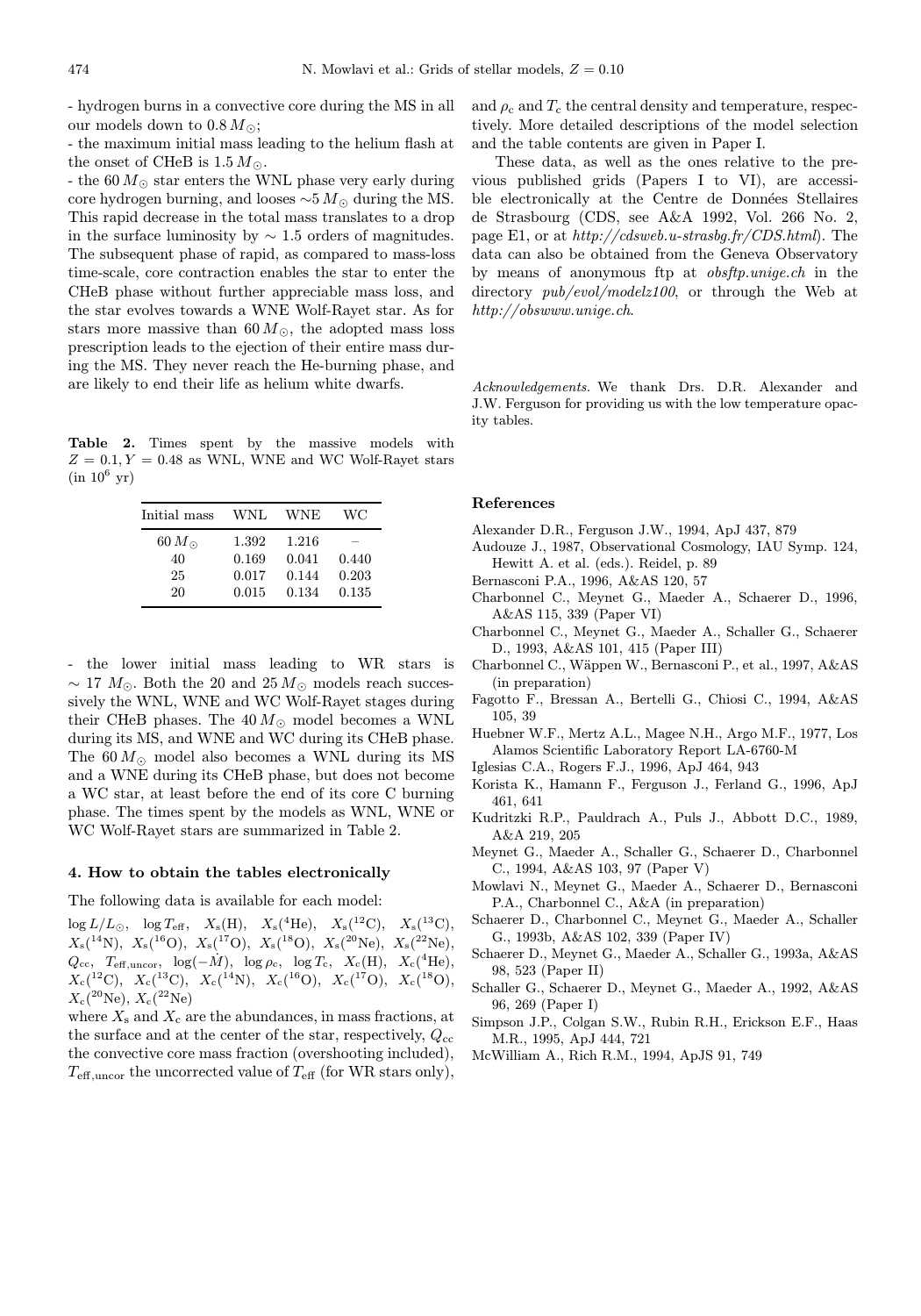- hydrogen burns in a convective core during the MS in all our models down to $0.8\,M_\odot$;

- the maximum initial mass leading to the helium flash at the onset of CHeB is $1.5\,M_\odot$.

- the $60\,M_\odot$ star enters the WNL phase very early during core hydrogen burning, and looses $\sim 5\,M_\odot$ during the MS. This rapid decrease in the total mass translates to a drop in the surface luminosity by $\sim 1.5$ orders of magnitudes. The subsequent phase of rapid, as compared to mass-loss time-scale, core contraction enables the star to enter the CHeB phase without further appreciable mass loss, and the star evolves towards a WNE Wolf-Rayet star. As for stars more massive than $60\,M_\odot$, the adopted mass loss prescription leads to the ejection of their entire mass during the MS. They never reach the He-burning phase, and are likely to end their life as helium white dwarfs.

**Table 2.** Times spent by the massive models with $Z = 0.1, Y = 0.48$ as WNL, WNE and WC Wolf-Rayet stars (in $10^6$ yr)

| Initial mass | WNL | WNE | WC |
|---|---|---|---|
| $60\,M_\odot$ | 1.392 | 1.216 | – |
| 40 | 0.169 | 0.041 | 0.440 |
| 25 | 0.017 | 0.144 | 0.203 |
| 20 | 0.015 | 0.134 | 0.135 |

- the lower initial mass leading to WR stars is $\sim 17\,M_\odot$. Both the 20 and $25\,M_\odot$ models reach successively the WNL, WNE and WC Wolf-Rayet stages during their CHeB phases. The $40\,M_\odot$ model becomes a WNL during its MS, and WNE and WC during its CHeB phase. The $60\,M_\odot$ model also becomes a WNL during its MS and a WNE during its CHeB phase, but does not become a WC star, at least before the end of its core C burning phase. The times spent by the models as WNL, WNE or WC Wolf-Rayet stars are summarized in Table 2.

## 4. How to obtain the tables electronically

The following data is available for each model:

$\log L/L_\odot$, $\log T_{\rm eff}$, $X_{\rm s}({\rm H})$, $X_{\rm s}(^4{\rm He})$, $X_{\rm s}(^{12}{\rm C})$, $X_{\rm s}(^{13}{\rm C})$, $X_{\rm s}(^{14}{\rm N})$, $X_{\rm s}(^{16}{\rm O})$, $X_{\rm s}(^{17}{\rm O})$, $X_{\rm s}(^{18}{\rm O})$, $X_{\rm s}(^{20}{\rm Ne})$, $X_{\rm s}(^{22}{\rm Ne})$, $Q_{\rm cc}$, $T_{\rm eff,uncor}$, $\log(-\dot{M})$, $\log \rho_{\rm c}$, $\log T_{\rm c}$, $X_{\rm c}({\rm H})$, $X_{\rm c}(^4{\rm He})$, $X_{\rm c}(^{12}{\rm C})$, $X_{\rm c}(^{13}{\rm C})$, $X_{\rm c}(^{14}{\rm N})$, $X_{\rm c}(^{16}{\rm O})$, $X_{\rm c}(^{17}{\rm O})$, $X_{\rm c}(^{18}{\rm O})$, $X_{\rm c}(^{20}{\rm Ne})$, $X_{\rm c}(^{22}{\rm Ne})$

where $X_{\rm s}$ and $X_{\rm c}$ are the abundances, in mass fractions, at the surface and at the center of the star, respectively, $Q_{\rm cc}$ the convective core mass fraction (overshooting included), $T_{\rm eff,uncor}$ the uncorrected value of $T_{\rm eff}$ (for WR stars only), and $\rho_{\rm c}$ and $T_{\rm c}$ the central density and temperature, respectively. More detailed descriptions of the model selection and the table contents are given in Paper I.

These data, as well as the ones relative to the previous published grids (Papers I to VI), are accessible electronically at the Centre de Données Stellaires de Strasbourg (CDS, see A&A 1992, Vol. 266 No. 2, page E1, or at *http://cdsweb.u-strasbg.fr/CDS.html*). The data can also be obtained from the Geneva Observatory by means of anonymous ftp at *obsftp.unige.ch* in the directory *pub/evol/modelz100*, or through the Web at *http://obswww.unige.ch*.

*Acknowledgements.* We thank Drs. D.R. Alexander and J.W. Ferguson for providing us with the low temperature opacity tables.

## References

Alexander D.R., Ferguson J.W., 1994, ApJ 437, 879

Audouze J., 1987, Observational Cosmology, IAU Symp. 124, Hewitt A. et al. (eds.). Reidel, p. 89

Bernasconi P.A., 1996, A&AS 120, 57

Charbonnel C., Meynet G., Maeder A., Schaerer D., 1996, A&AS 115, 339 (Paper VI)

Charbonnel C., Meynet G., Maeder A., Schaller G., Schaerer D., 1993, A&AS 101, 415 (Paper III)

Charbonnel C., Wäppen W., Bernasconi P., et al., 1997, A&AS (in preparation)

Fagotto F., Bressan A., Bertelli G., Chiosi C., 1994, A&AS 105, 39

Huebner W.F., Mertz A.L., Magee N.H., Argo M.F., 1977, Los Alamos Scientific Laboratory Report LA-6760-M

Iglesias C.A., Rogers F.J., 1996, ApJ 464, 943

Korista K., Hamann F., Ferguson J., Ferland G., 1996, ApJ 461, 641

Kudritzki R.P., Pauldrach A., Puls J., Abbott D.C., 1989, A&A 219, 205

Meynet G., Maeder A., Schaller G., Schaerer D., Charbonnel C., 1994, A&AS 103, 97 (Paper V)

Mowlavi N., Meynet G., Maeder A., Schaerer D., Bernasconi P.A., Charbonnel C., A&A (in preparation)

Schaerer D., Charbonnel C., Meynet G., Maeder A., Schaller G., 1993b, A&AS 102, 339 (Paper IV)

Schaerer D., Meynet G., Maeder A., Schaller G., 1993a, A&AS 98, 523 (Paper II)

Schaller G., Schaerer D., Meynet G., Maeder A., 1992, A&AS 96, 269 (Paper I)

Simpson J.P., Colgan S.W., Rubin R.H., Erickson E.F., Haas M.R., 1995, ApJ 444, 721

McWilliam A., Rich R.M., 1994, ApJS 91, 749